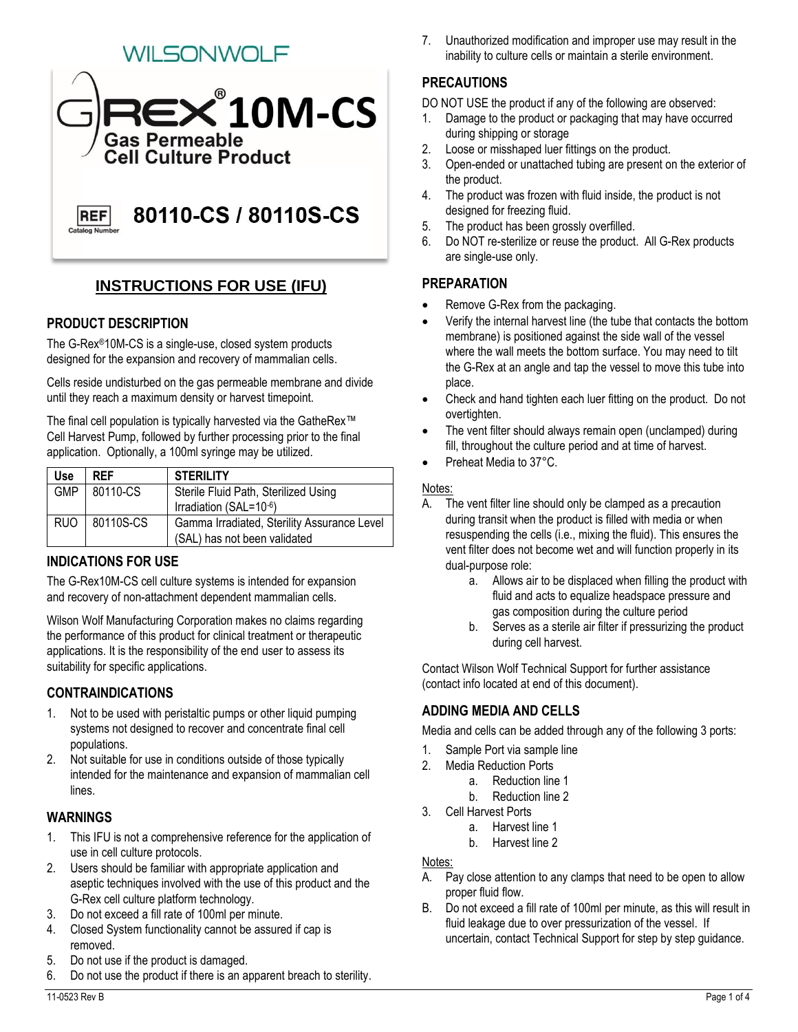WILSONWOLF

# G-REX® 10M-CS

**Gas Permeable Cell Culture Product**

REF Catalog Number **80110-CS / 80110S-CS**

## INSTRUCTIONS FOR USE (IFU)

### PRODUCT DESCRIPTION

The G-Rex®10M-CS is a single-use, closed system products designed for the expansion and recovery of mammalian cells.

Cells reside undisturbed on the gas permeable membrane and divide until they reach a maximum density or harvest timepoint.

The final cell population is typically harvested via the GatheRex™ Cell Harvest Pump, followed by further processing prior to the final application. Optionally, a 100ml syringe may be utilized.

| Use | REF | STERILITY |
|---|---|---|
| GMP | 80110-CS | Sterile Fluid Path, Sterilized Using Irradiation (SAL=$10^{-6}$) |
| RUO | 80110S-CS | Gamma Irradiated, Sterility Assurance Level (SAL) has not been validated |

### INDICATIONS FOR USE

The G-Rex10M-CS cell culture systems is intended for expansion and recovery of non-attachment dependent mammalian cells.

Wilson Wolf Manufacturing Corporation makes no claims regarding the performance of this product for clinical treatment or therapeutic applications. It is the responsibility of the end user to assess its suitability for specific applications.

### CONTRAINDICATIONS

1. Not to be used with peristaltic pumps or other liquid pumping systems not designed to recover and concentrate final cell populations.
2. Not suitable for use in conditions outside of those typically intended for the maintenance and expansion of mammalian cell lines.

### WARNINGS

1. This IFU is not a comprehensive reference for the application of use in cell culture protocols.
2. Users should be familiar with appropriate application and aseptic techniques involved with the use of this product and the G-Rex cell culture platform technology.
3. Do not exceed a fill rate of 100ml per minute.
4. Closed System functionality cannot be assured if cap is removed.
5. Do not use if the product is damaged.
6. Do not use the product if there is an apparent breach to sterility.
7. Unauthorized modification and improper use may result in the inability to culture cells or maintain a sterile environment.

### PRECAUTIONS

DO NOT USE the product if any of the following are observed:

1. Damage to the product or packaging that may have occurred during shipping or storage
2. Loose or misshaped luer fittings on the product.
3. Open-ended or unattached tubing are present on the exterior of the product.
4. The product was frozen with fluid inside, the product is not designed for freezing fluid.
5. The product has been grossly overfilled.
6. Do NOT re-sterilize or reuse the product. All G-Rex products are single-use only.

### PREPARATION

- Remove G-Rex from the packaging.
- Verify the internal harvest line (the tube that contacts the bottom membrane) is positioned against the side wall of the vessel where the wall meets the bottom surface. You may need to tilt the G-Rex at an angle and tap the vessel to move this tube into place.
- Check and hand tighten each luer fitting on the product. Do not overtighten.
- The vent filter should always remain open (unclamped) during fill, throughout the culture period and at time of harvest.
- Preheat Media to 37°C.

Notes:

A. The vent filter line should only be clamped as a precaution during transit when the product is filled with media or when resuspending the cells (i.e., mixing the fluid). This ensures the vent filter does not become wet and will function properly in its dual-purpose role:
    a. Allows air to be displaced when filling the product with fluid and acts to equalize headspace pressure and gas composition during the culture period
    b. Serves as a sterile air filter if pressurizing the product during cell harvest.

Contact Wilson Wolf Technical Support for further assistance (contact info located at end of this document).

### ADDING MEDIA AND CELLS

Media and cells can be added through any of the following 3 ports:

1. Sample Port via sample line
2. Media Reduction Ports
    a. Reduction line 1
    b. Reduction line 2
3. Cell Harvest Ports
    a. Harvest line 1
    b. Harvest line 2

Notes:

A. Pay close attention to any clamps that need to be open to allow proper fluid flow.
B. Do not exceed a fill rate of 100ml per minute, as this will result in fluid leakage due to over pressurization of the vessel. If uncertain, contact Technical Support for step by step guidance.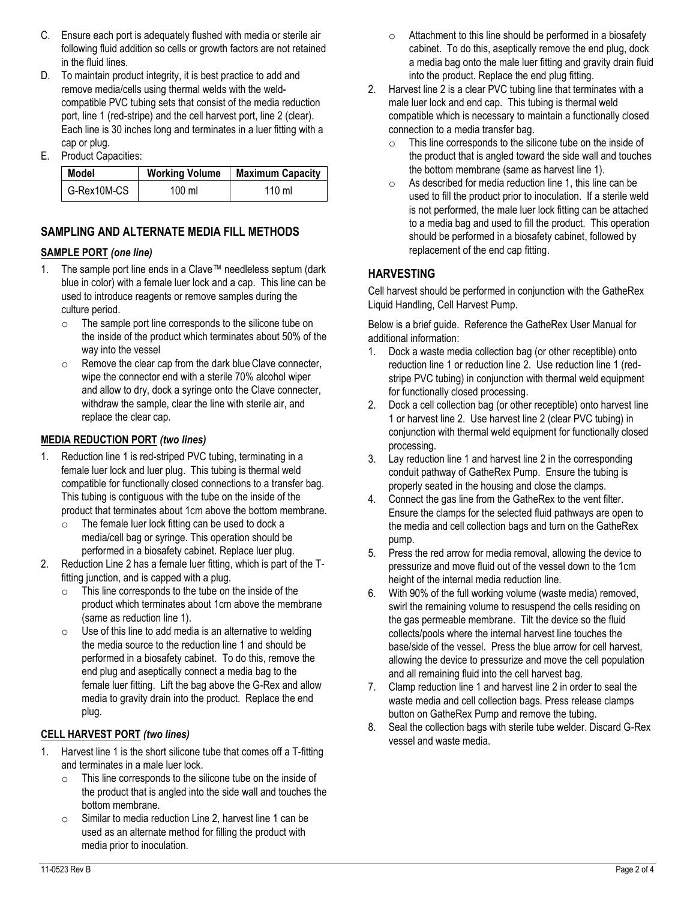C. Ensure each port is adequately flushed with media or sterile air following fluid addition so cells or growth factors are not retained in the fluid lines.

D. To maintain product integrity, it is best practice to add and remove media/cells using thermal welds with the weld-compatible PVC tubing sets that consist of the media reduction port, line 1 (red-stripe) and the cell harvest port, line 2 (clear). Each line is 30 inches long and terminates in a luer fitting with a cap or plug.

E. Product Capacities:

| Model | Working Volume | Maximum Capacity |
|---|---|---|
| G-Rex10M-CS | 100 ml | 110 ml |

## SAMPLING AND ALTERNATE MEDIA FILL METHODS

### SAMPLE PORT *(one line)*

1. The sample port line ends in a Clave™ needleless septum (dark blue in color) with a female luer lock and a cap. This line can be used to introduce reagents or remove samples during the culture period.
   - The sample port line corresponds to the silicone tube on the inside of the product which terminates about 50% of the way into the vessel
   - Remove the clear cap from the dark blue Clave connecter, wipe the connector end with a sterile 70% alcohol wiper and allow to dry, dock a syringe onto the Clave connecter, withdraw the sample, clear the line with sterile air, and replace the clear cap.

### MEDIA REDUCTION PORT *(two lines)*

1. Reduction line 1 is red-striped PVC tubing, terminating in a female luer lock and luer plug. This tubing is thermal weld compatible for functionally closed connections to a transfer bag. This tubing is contiguous with the tube on the inside of the product that terminates about 1cm above the bottom membrane.
   - The female luer lock fitting can be used to dock a media/cell bag or syringe. This operation should be performed in a biosafety cabinet. Replace luer plug.
2. Reduction Line 2 has a female luer fitting, which is part of the T-fitting junction, and is capped with a plug.
   - This line corresponds to the tube on the inside of the product which terminates about 1cm above the membrane (same as reduction line 1).
   - Use of this line to add media is an alternative to welding the media source to the reduction line 1 and should be performed in a biosafety cabinet. To do this, remove the end plug and aseptically connect a media bag to the female luer fitting. Lift the bag above the G-Rex and allow media to gravity drain into the product. Replace the end plug.

### CELL HARVEST PORT *(two lines)*

1. Harvest line 1 is the short silicone tube that comes off a T-fitting and terminates in a male luer lock.
   - This line corresponds to the silicone tube on the inside of the product that is angled into the side wall and touches the bottom membrane.
   - Similar to media reduction Line 2, harvest line 1 can be used as an alternate method for filling the product with media prior to inoculation.
   - Attachment to this line should be performed in a biosafety cabinet. To do this, aseptically remove the end plug, dock a media bag onto the male luer fitting and gravity drain fluid into the product. Replace the end plug fitting.
2. Harvest line 2 is a clear PVC tubing line that terminates with a male luer lock and end cap. This tubing is thermal weld compatible which is necessary to maintain a functionally closed connection to a media transfer bag.
   - This line corresponds to the silicone tube on the inside of the product that is angled toward the side wall and touches the bottom membrane (same as harvest line 1).
   - As described for media reduction line 1, this line can be used to fill the product prior to inoculation. If a sterile weld is not performed, the male luer lock fitting can be attached to a media bag and used to fill the product. This operation should be performed in a biosafety cabinet, followed by replacement of the end cap fitting.

## HARVESTING

Cell harvest should be performed in conjunction with the GatheRex Liquid Handling, Cell Harvest Pump.

Below is a brief guide. Reference the GatheRex User Manual for additional information:

1. Dock a waste media collection bag (or other receptible) onto reduction line 1 or reduction line 2. Use reduction line 1 (red-stripe PVC tubing) in conjunction with thermal weld equipment for functionally closed processing.
2. Dock a cell collection bag (or other receptible) onto harvest line 1 or harvest line 2. Use harvest line 2 (clear PVC tubing) in conjunction with thermal weld equipment for functionally closed processing.
3. Lay reduction line 1 and harvest line 2 in the corresponding conduit pathway of GatheRex Pump. Ensure the tubing is properly seated in the housing and close the clamps.
4. Connect the gas line from the GatheRex to the vent filter. Ensure the clamps for the selected fluid pathways are open to the media and cell collection bags and turn on the GatheRex pump.
5. Press the red arrow for media removal, allowing the device to pressurize and move fluid out of the vessel down to the 1cm height of the internal media reduction line.
6. With 90% of the full working volume (waste media) removed, swirl the remaining volume to resuspend the cells residing on the gas permeable membrane. Tilt the device so the fluid collects/pools where the internal harvest line touches the base/side of the vessel. Press the blue arrow for cell harvest, allowing the device to pressurize and move the cell population and all remaining fluid into the cell harvest bag.
7. Clamp reduction line 1 and harvest line 2 in order to seal the waste media and cell collection bags. Press release clamps button on GatheRex Pump and remove the tubing.
8. Seal the collection bags with sterile tube welder. Discard G-Rex vessel and waste media.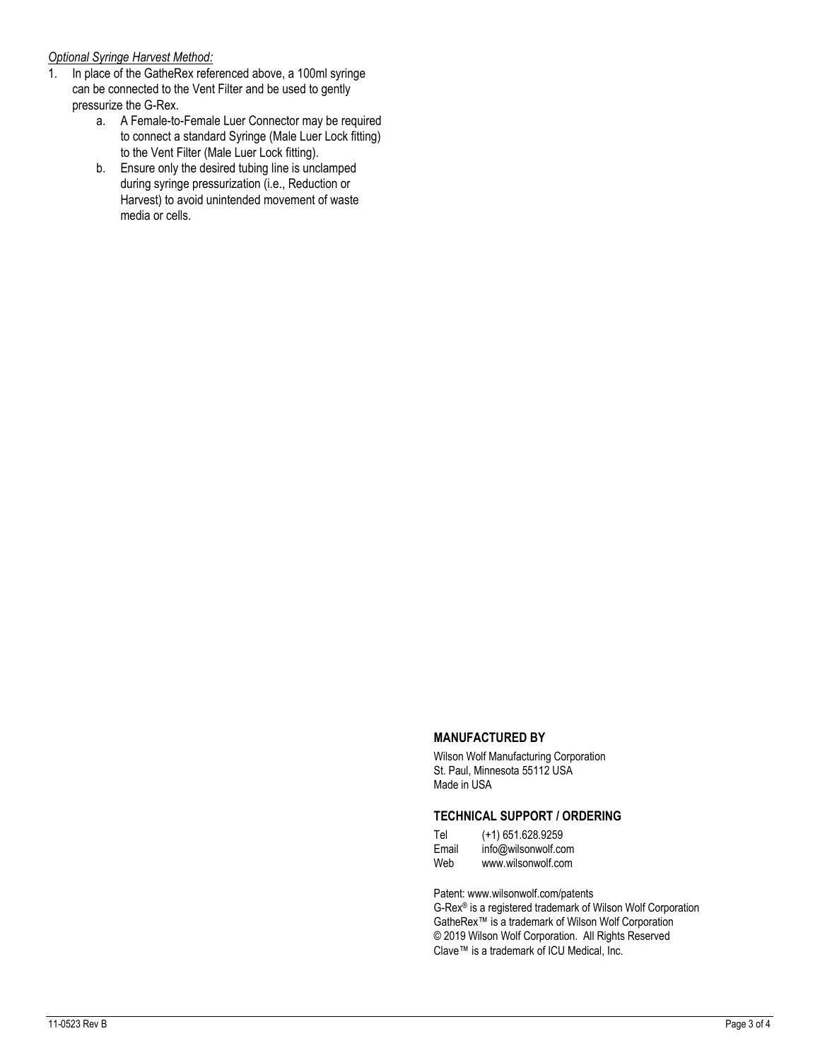*Optional Syringe Harvest Method:*

1. In place of the GatheRex referenced above, a 100ml syringe can be connected to the Vent Filter and be used to gently pressurize the G-Rex.
   a. A Female-to-Female Luer Connector may be required to connect a standard Syringe (Male Luer Lock fitting) to the Vent Filter (Male Luer Lock fitting).
   b. Ensure only the desired tubing line is unclamped during syringe pressurization (i.e., Reduction or Harvest) to avoid unintended movement of waste media or cells.

**MANUFACTURED BY**

Wilson Wolf Manufacturing Corporation
St. Paul, Minnesota 55112 USA
Made in USA

**TECHNICAL SUPPORT / ORDERING**

Tel (+1) 651.628.9259
Email info@wilsonwolf.com
Web www.wilsonwolf.com

Patent: www.wilsonwolf.com/patents
G-Rex® is a registered trademark of Wilson Wolf Corporation
GatheRex™ is a trademark of Wilson Wolf Corporation
© 2019 Wilson Wolf Corporation. All Rights Reserved
Clave™ is a trademark of ICU Medical, Inc.

11-0523 Rev B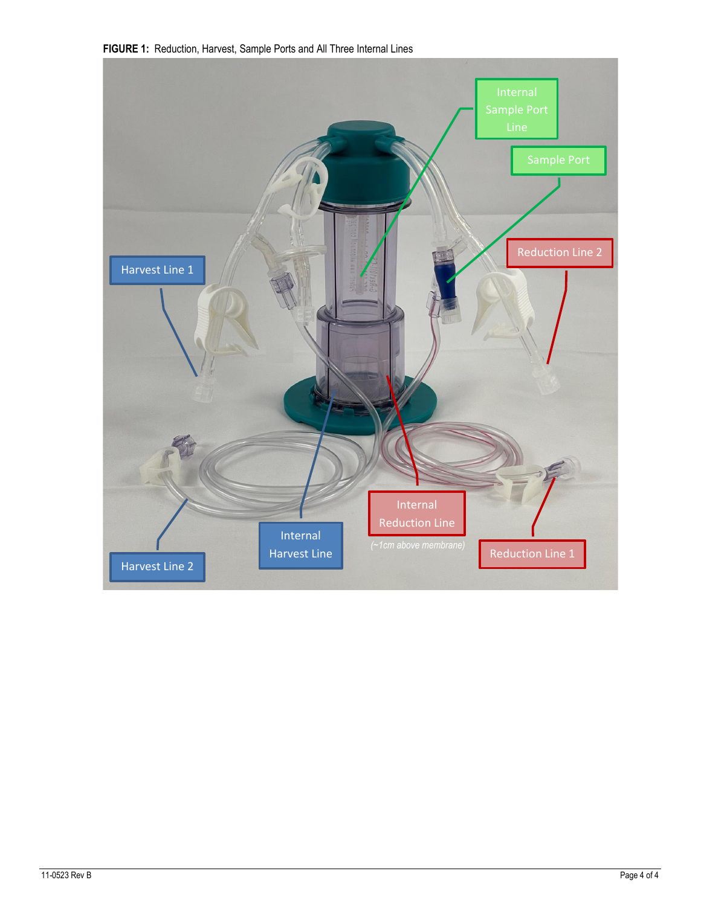**FIGURE 1:** Reduction, Harvest, Sample Ports and All Three Internal Lines

Internal Sample Port Line

Sample Port

Reduction Line 2

Harvest Line 1

Internal Reduction Line

(~1cm above membrane)

Reduction Line 1

Internal Harvest Line

Harvest Line 2

11-0523 Rev B